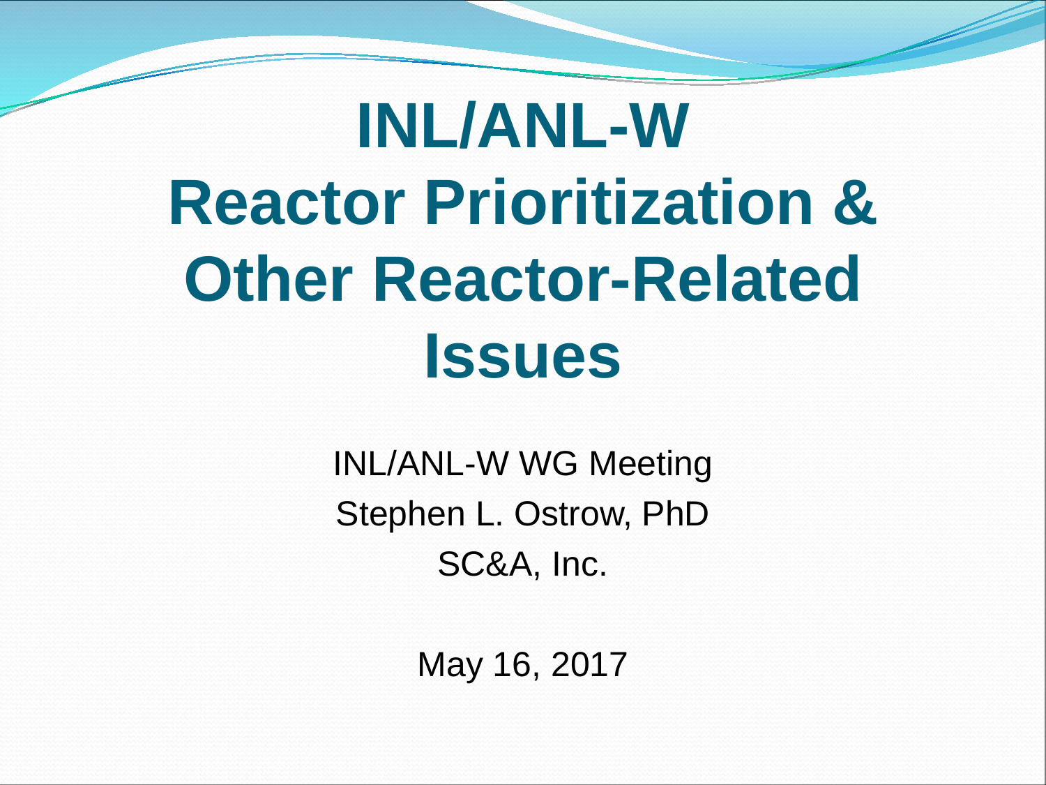# INL/ANL-W Reactor Prioritization & Other Reactor-Related Issues

INL/ANL-W WG Meeting

Stephen L. Ostrow, PhD

SC&A, Inc.

May 16, 2017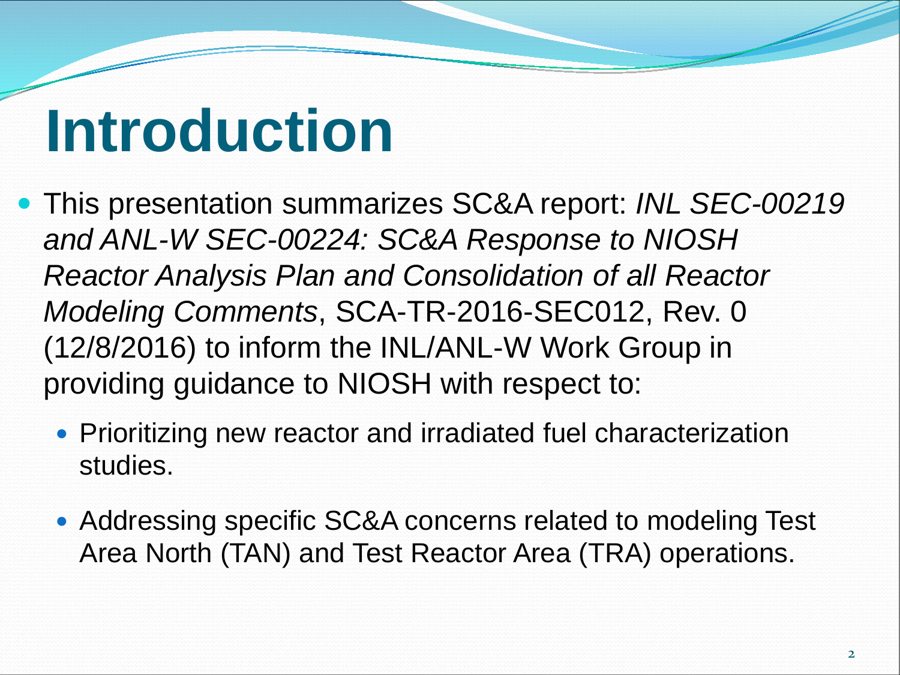# Introduction

- This presentation summarizes SC&A report: *INL SEC-00219 and ANL-W SEC-00224: SC&A Response to NIOSH Reactor Analysis Plan and Consolidation of all Reactor Modeling Comments*, SCA-TR-2016-SEC012, Rev. 0 (12/8/2016) to inform the INL/ANL-W Work Group in providing guidance to NIOSH with respect to:
  - Prioritizing new reactor and irradiated fuel characterization studies.
  - Addressing specific SC&A concerns related to modeling Test Area North (TAN) and Test Reactor Area (TRA) operations.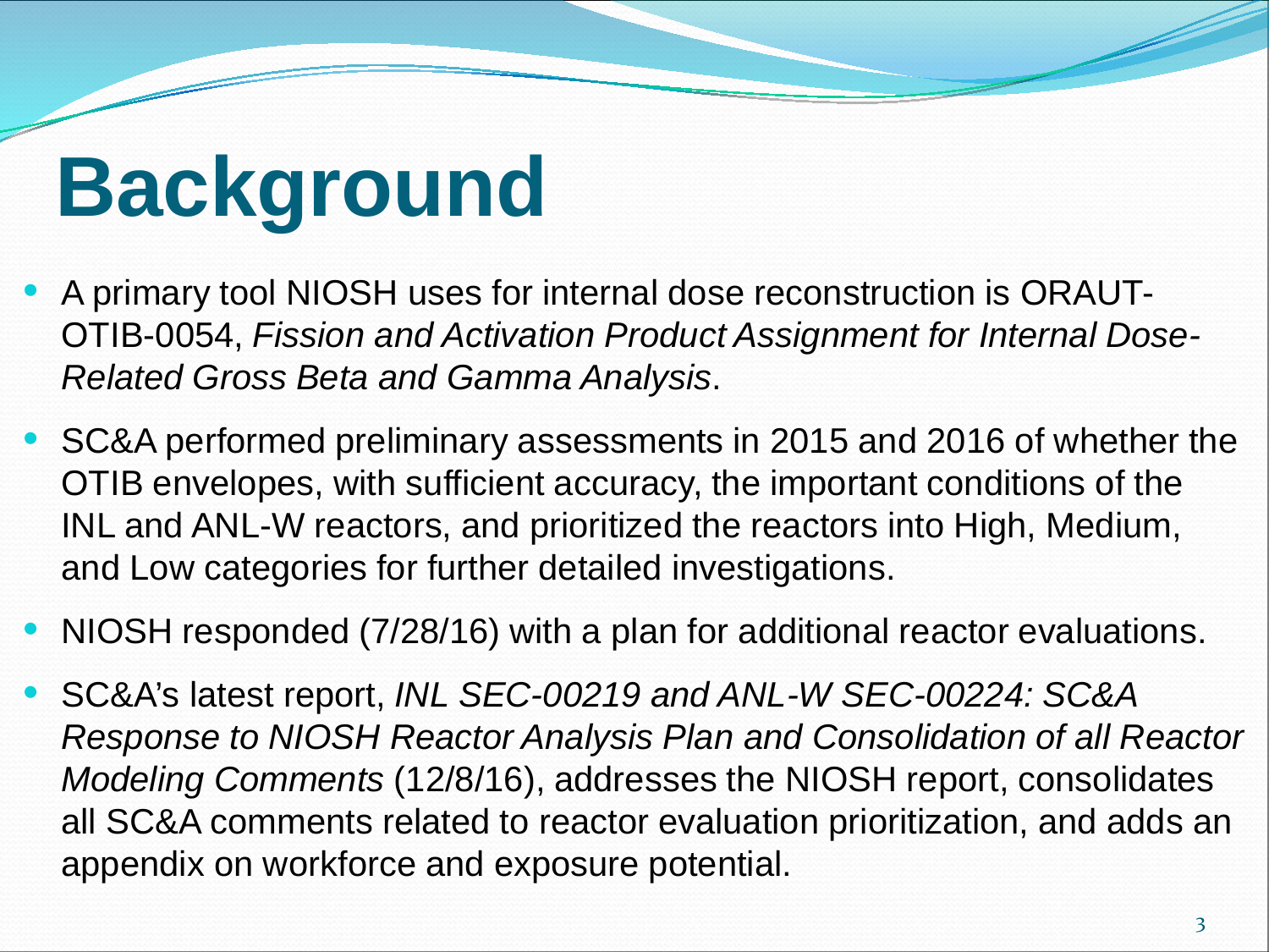# Background

- A primary tool NIOSH uses for internal dose reconstruction is ORAUT-OTIB-0054, *Fission and Activation Product Assignment for Internal Dose-Related Gross Beta and Gamma Analysis*.
- SC&A performed preliminary assessments in 2015 and 2016 of whether the OTIB envelopes, with sufficient accuracy, the important conditions of the INL and ANL-W reactors, and prioritized the reactors into High, Medium, and Low categories for further detailed investigations.
- NIOSH responded (7/28/16) with a plan for additional reactor evaluations.
- SC&A's latest report, *INL SEC-00219 and ANL-W SEC-00224: SC&A Response to NIOSH Reactor Analysis Plan and Consolidation of all Reactor Modeling Comments* (12/8/16), addresses the NIOSH report, consolidates all SC&A comments related to reactor evaluation prioritization, and adds an appendix on workforce and exposure potential.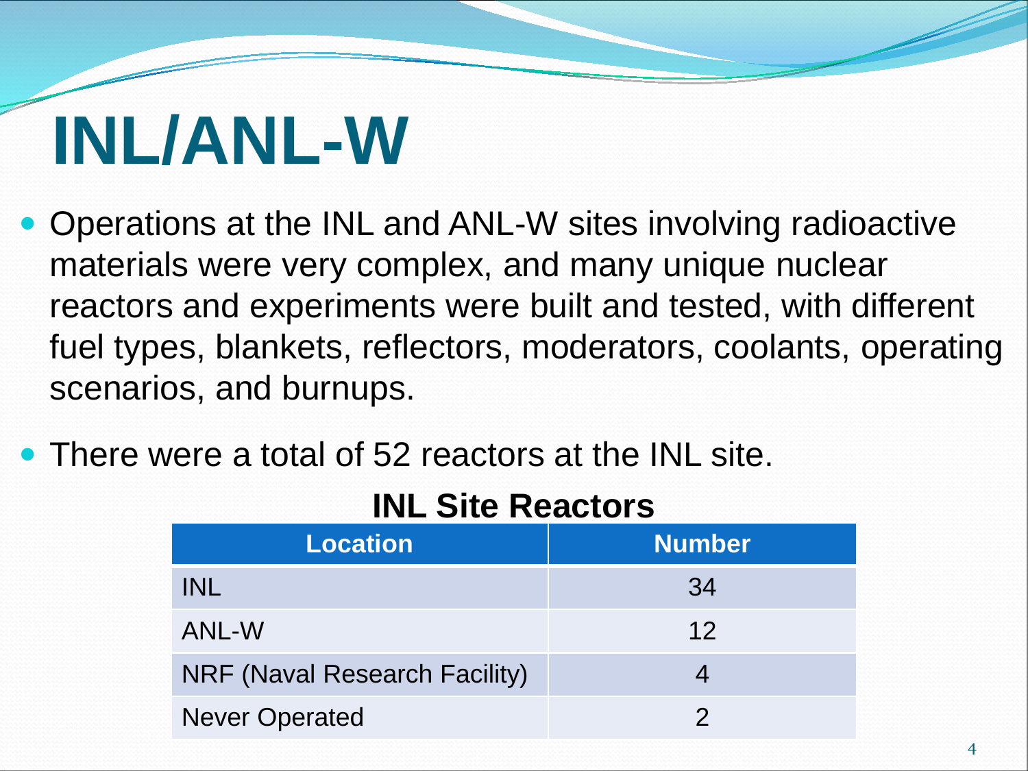# INL/ANL-W

- Operations at the INL and ANL-W sites involving radioactive materials were very complex, and many unique nuclear reactors and experiments were built and tested, with different fuel types, blankets, reflectors, moderators, coolants, operating scenarios, and burnups.
- There were a total of 52 reactors at the INL site.

**INL Site Reactors**

| Location | Number |
|---|---|
| INL | 34 |
| ANL-W | 12 |
| NRF (Naval Research Facility) | 4 |
| Never Operated | 2 |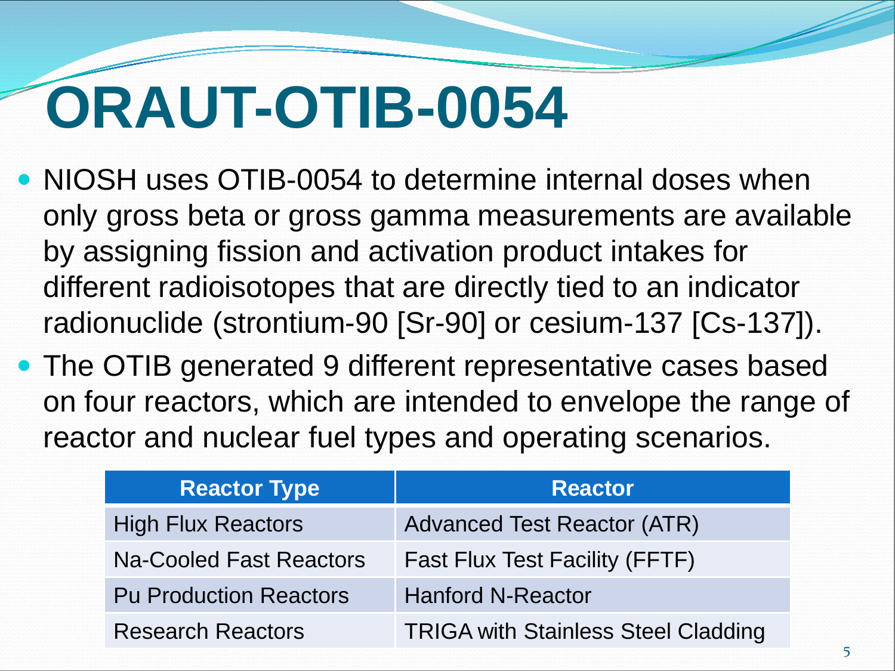# ORAUT-OTIB-0054

- NIOSH uses OTIB-0054 to determine internal doses when only gross beta or gross gamma measurements are available by assigning fission and activation product intakes for different radioisotopes that are directly tied to an indicator radionuclide (strontium-90 [Sr-90] or cesium-137 [Cs-137]).
- The OTIB generated 9 different representative cases based on four reactors, which are intended to envelope the range of reactor and nuclear fuel types and operating scenarios.

| Reactor Type | Reactor |
|---|---|
| High Flux Reactors | Advanced Test Reactor (ATR) |
| Na-Cooled Fast Reactors | Fast Flux Test Facility (FFTF) |
| Pu Production Reactors | Hanford N-Reactor |
| Research Reactors | TRIGA with Stainless Steel Cladding |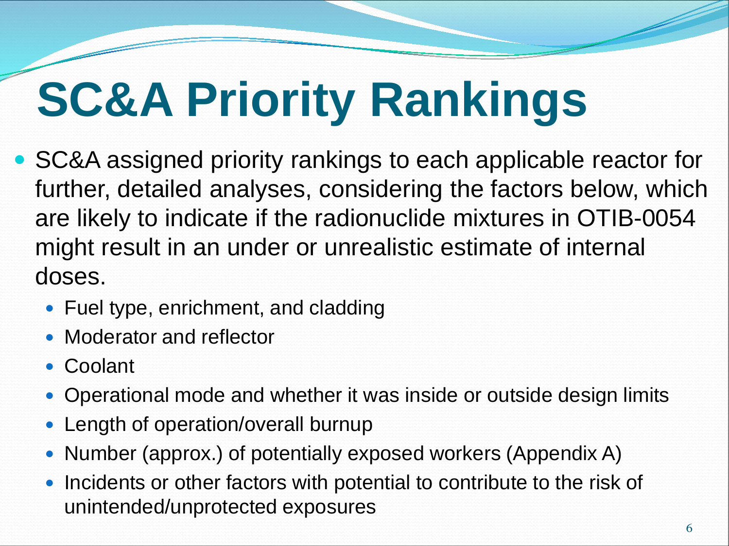# SC&A Priority Rankings

- SC&A assigned priority rankings to each applicable reactor for further, detailed analyses, considering the factors below, which are likely to indicate if the radionuclide mixtures in OTIB-0054 might result in an under or unrealistic estimate of internal doses.
  - Fuel type, enrichment, and cladding
  - Moderator and reflector
  - Coolant
  - Operational mode and whether it was inside or outside design limits
  - Length of operation/overall burnup
  - Number (approx.) of potentially exposed workers (Appendix A)
  - Incidents or other factors with potential to contribute to the risk of unintended/unprotected exposures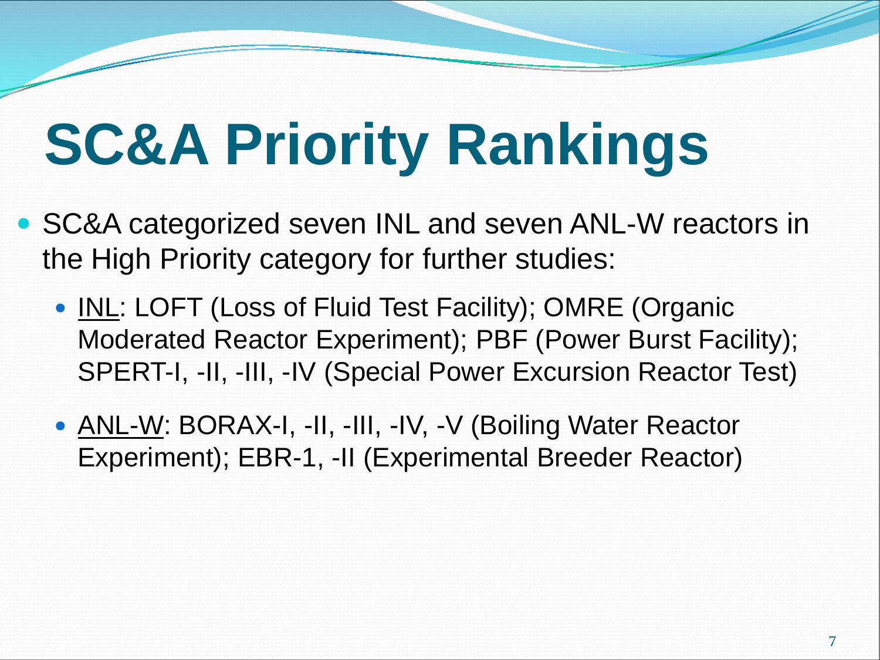# SC&A Priority Rankings

- SC&A categorized seven INL and seven ANL-W reactors in the High Priority category for further studies:
  - INL: LOFT (Loss of Fluid Test Facility); OMRE (Organic Moderated Reactor Experiment); PBF (Power Burst Facility); SPERT-I, -II, -III, -IV (Special Power Excursion Reactor Test)
  - ANL-W: BORAX-I, -II, -III, -IV, -V (Boiling Water Reactor Experiment); EBR-1, -II (Experimental Breeder Reactor)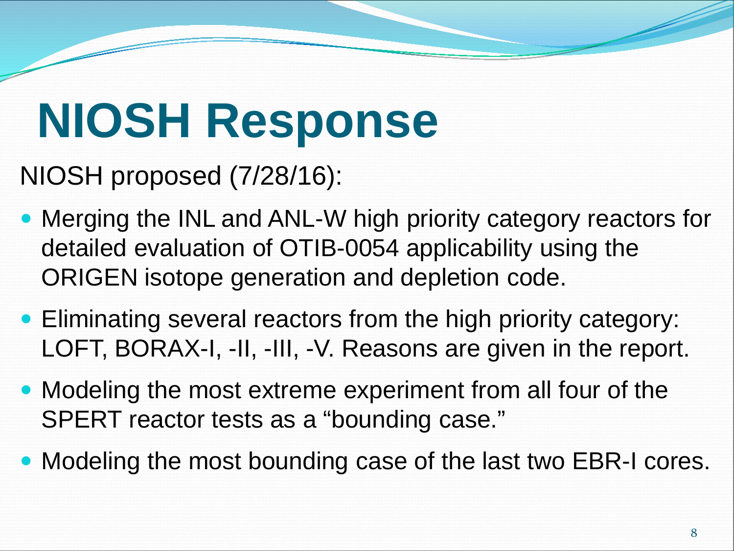# NIOSH Response

NIOSH proposed (7/28/16):

- Merging the INL and ANL-W high priority category reactors for detailed evaluation of OTIB-0054 applicability using the ORIGEN isotope generation and depletion code.
- Eliminating several reactors from the high priority category: LOFT, BORAX-I, -II, -III, -V. Reasons are given in the report.
- Modeling the most extreme experiment from all four of the SPERT reactor tests as a "bounding case."
- Modeling the most bounding case of the last two EBR-I cores.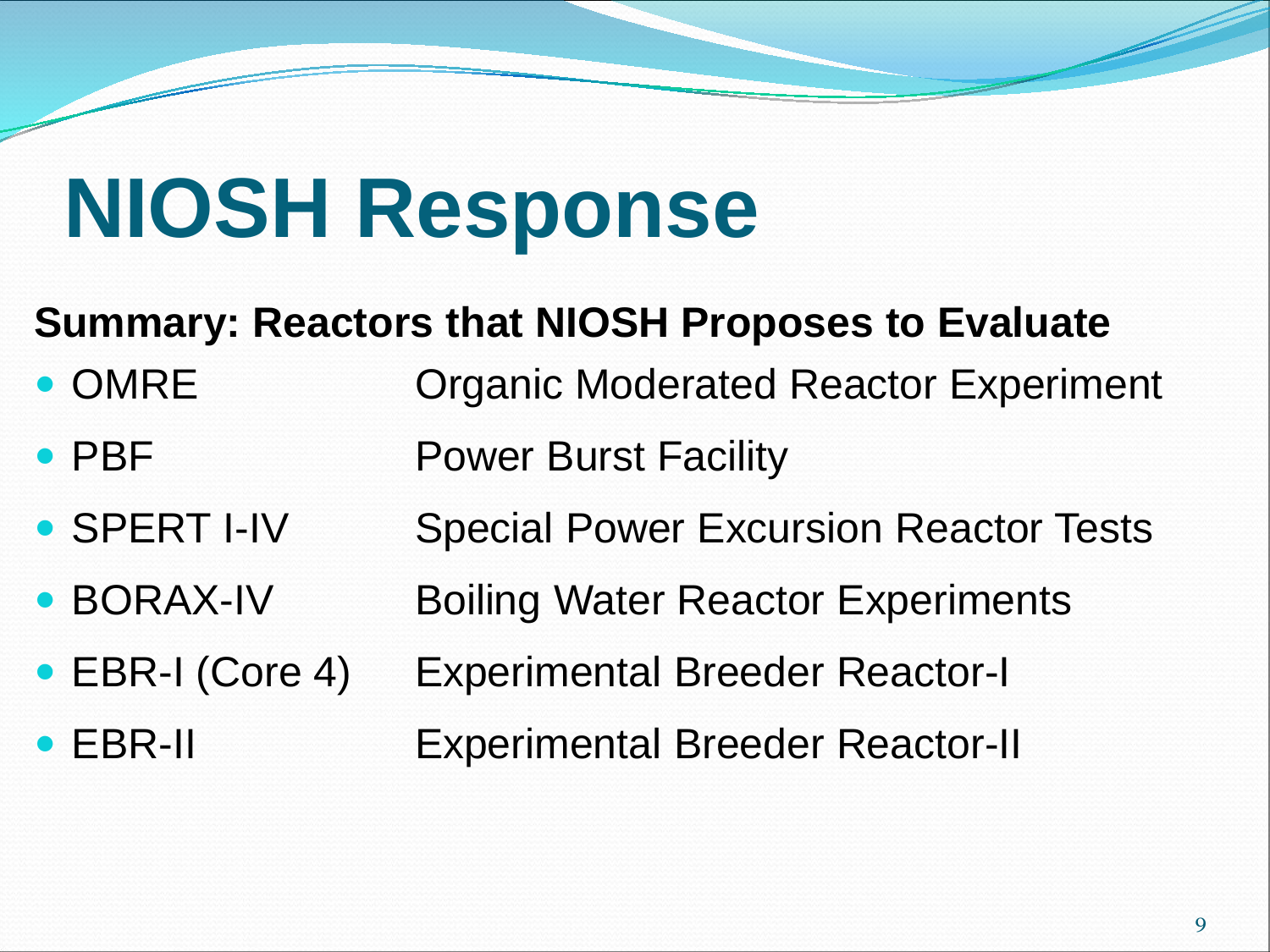# NIOSH Response

**Summary: Reactors that NIOSH Proposes to Evaluate**

- OMRE — Organic Moderated Reactor Experiment
- PBF — Power Burst Facility
- SPERT I-IV — Special Power Excursion Reactor Tests
- BORAX-IV — Boiling Water Reactor Experiments
- EBR-I (Core 4) — Experimental Breeder Reactor-I
- EBR-II — Experimental Breeder Reactor-II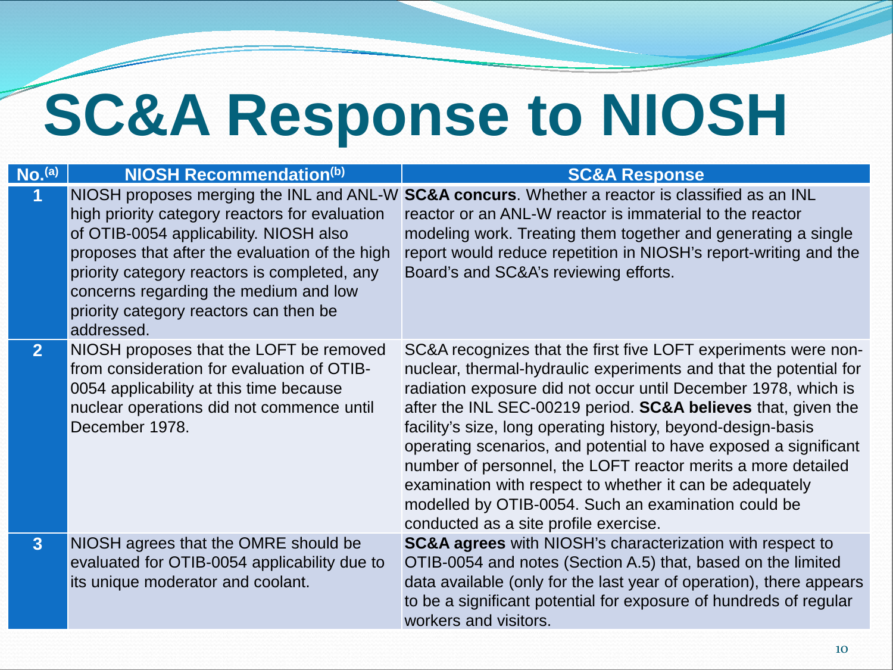# SC&A Response to NIOSH

| No.[(a)] | NIOSH Recommendation[(b)] | SC&A Response |
|---|---|---|
| 1 | NIOSH proposes merging the INL and ANL-W high priority category reactors for evaluation of OTIB-0054 applicability. NIOSH also proposes that after the evaluation of the high priority category reactors is completed, any concerns regarding the medium and low priority category reactors can then be addressed. | **SC&A concurs**. Whether a reactor is classified as an INL reactor or an ANL-W reactor is immaterial to the reactor modeling work. Treating them together and generating a single report would reduce repetition in NIOSH's report-writing and the Board's and SC&A's reviewing efforts. |
| 2 | NIOSH proposes that the LOFT be removed from consideration for evaluation of OTIB-0054 applicability at this time because nuclear operations did not commence until December 1978. | SC&A recognizes that the first five LOFT experiments were non-nuclear, thermal-hydraulic experiments and that the potential for radiation exposure did not occur until December 1978, which is after the INL SEC-00219 period. **SC&A believes** that, given the facility's size, long operating history, beyond-design-basis operating scenarios, and potential to have exposed a significant number of personnel, the LOFT reactor merits a more detailed examination with respect to whether it can be adequately modelled by OTIB-0054. Such an examination could be conducted as a site profile exercise. |
| 3 | NIOSH agrees that the OMRE should be evaluated for OTIB-0054 applicability due to its unique moderator and coolant. | **SC&A agrees** with NIOSH's characterization with respect to OTIB-0054 and notes (Section A.5) that, based on the limited data available (only for the last year of operation), there appears to be a significant potential for exposure of hundreds of regular workers and visitors. |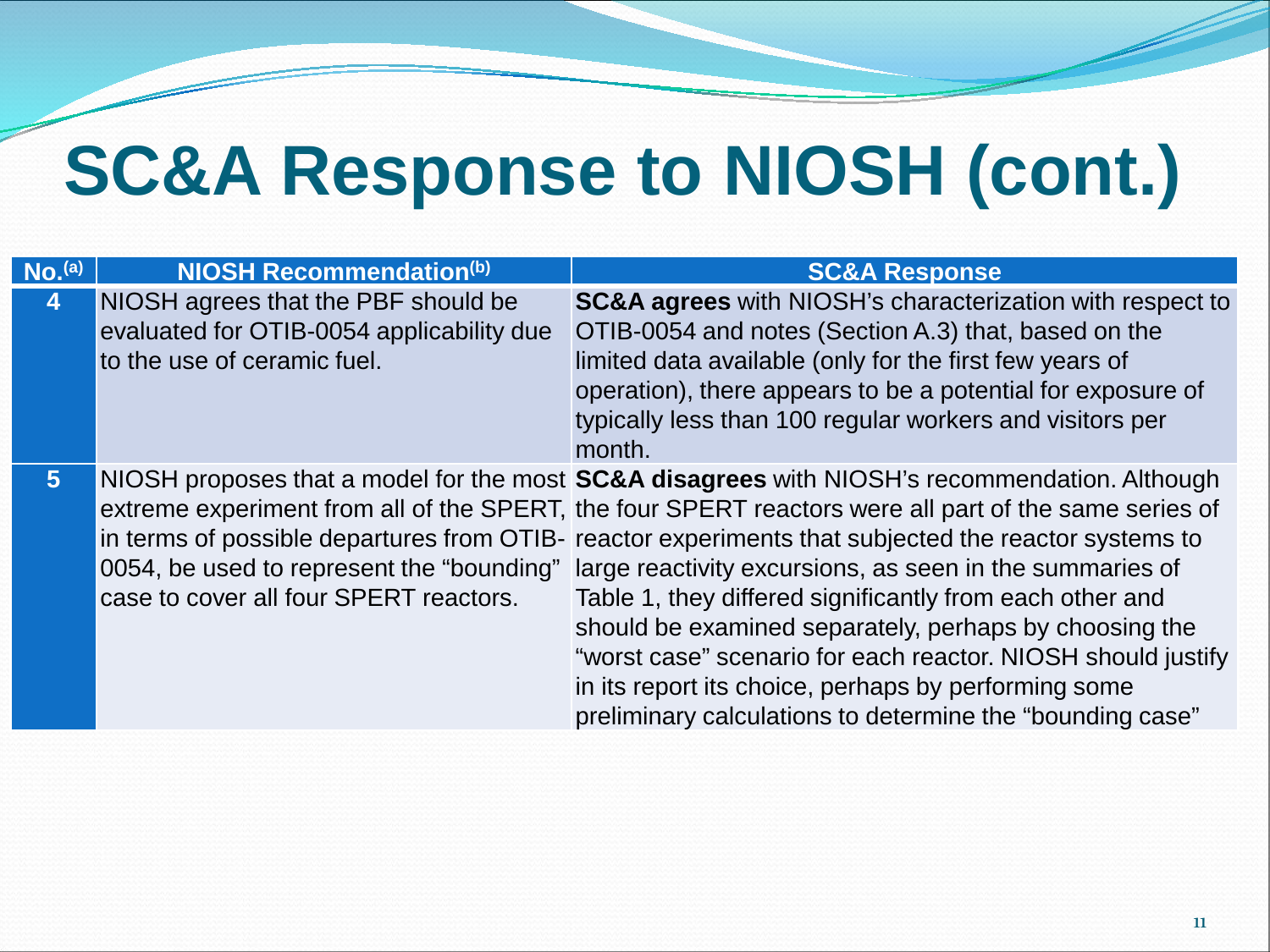# SC&A Response to NIOSH (cont.)

| No.[(a)] | NIOSH Recommendation[(b)] | SC&A Response |
|---|---|---|
| 4 | NIOSH agrees that the PBF should be evaluated for OTIB-0054 applicability due to the use of ceramic fuel. | **SC&A agrees** with NIOSH's characterization with respect to OTIB-0054 and notes (Section A.3) that, based on the limited data available (only for the first few years of operation), there appears to be a potential for exposure of typically less than 100 regular workers and visitors per month. |
| 5 | NIOSH proposes that a model for the most extreme experiment from all of the SPERT, in terms of possible departures from OTIB-0054, be used to represent the "bounding" case to cover all four SPERT reactors. | **SC&A disagrees** with NIOSH's recommendation. Although the four SPERT reactors were all part of the same series of reactor experiments that subjected the reactor systems to large reactivity excursions, as seen in the summaries of Table 1, they differed significantly from each other and should be examined separately, perhaps by choosing the "worst case" scenario for each reactor. NIOSH should justify in its report its choice, perhaps by performing some preliminary calculations to determine the "bounding case" |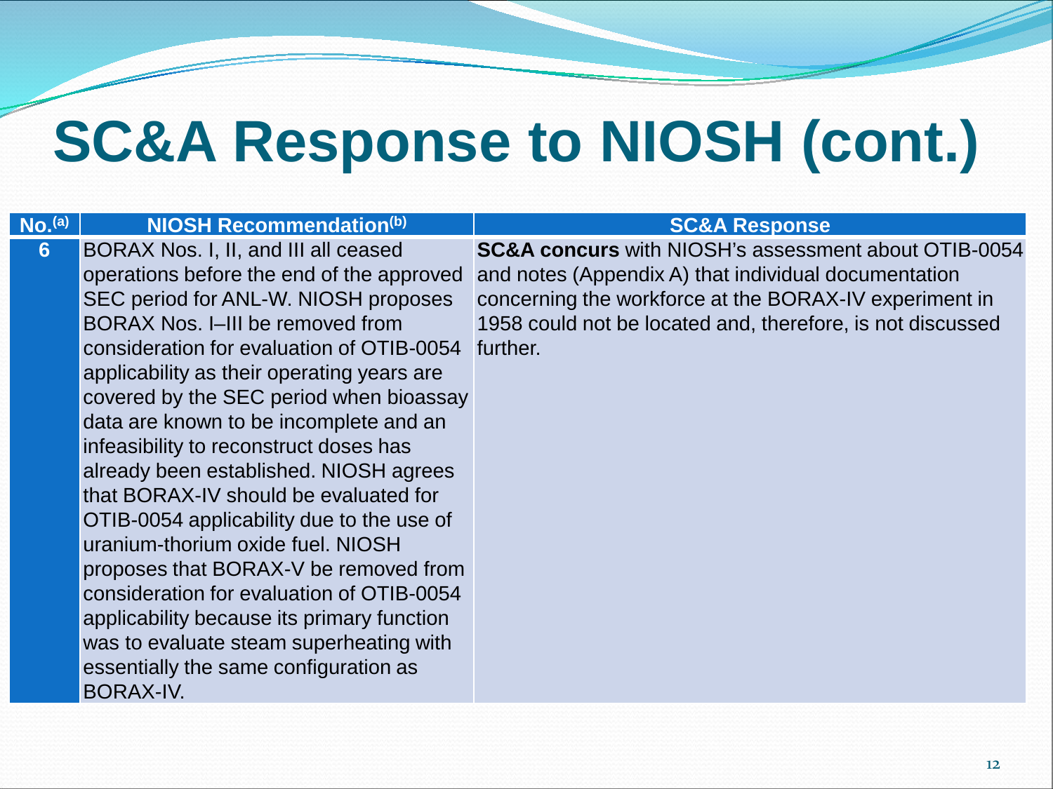# SC&A Response to NIOSH (cont.)

| No.[a] | NIOSH Recommendation[b] | SC&A Response |
|---|---|---|
| 6 | BORAX Nos. I, II, and III all ceased operations before the end of the approved SEC period for ANL-W. NIOSH proposes BORAX Nos. I–III be removed from consideration for evaluation of OTIB-0054 applicability as their operating years are covered by the SEC period when bioassay data are known to be incomplete and an infeasibility to reconstruct doses has already been established. NIOSH agrees that BORAX-IV should be evaluated for OTIB-0054 applicability due to the use of uranium-thorium oxide fuel. NIOSH proposes that BORAX-V be removed from consideration for evaluation of OTIB-0054 applicability because its primary function was to evaluate steam superheating with essentially the same configuration as BORAX-IV. | **SC&A concurs** with NIOSH's assessment about OTIB-0054 and notes (Appendix A) that individual documentation concerning the workforce at the BORAX-IV experiment in 1958 could not be located and, therefore, is not discussed further. |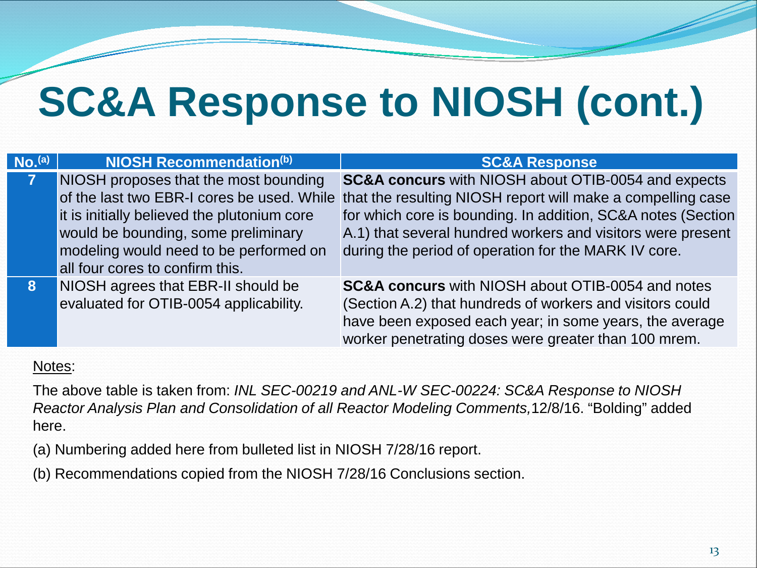# SC&A Response to NIOSH (cont.)

| No.[a] | NIOSH Recommendation[b] | SC&A Response |
|---|---|---|
| 7 | NIOSH proposes that the most bounding of the last two EBR-I cores be used. While it is initially believed the plutonium core would be bounding, some preliminary modeling would need to be performed on all four cores to confirm this. | **SC&A concurs** with NIOSH about OTIB-0054 and expects that the resulting NIOSH report will make a compelling case for which core is bounding. In addition, SC&A notes (Section A.1) that several hundred workers and visitors were present during the period of operation for the MARK IV core. |
| 8 | NIOSH agrees that EBR-II should be evaluated for OTIB-0054 applicability. | **SC&A concurs** with NIOSH about OTIB-0054 and notes (Section A.2) that hundreds of workers and visitors could have been exposed each year; in some years, the average worker penetrating doses were greater than 100 mrem. |

Notes:

The above table is taken from: *INL SEC-00219 and ANL-W SEC-00224: SC&A Response to NIOSH Reactor Analysis Plan and Consolidation of all Reactor Modeling Comments,* 12/8/16. "Bolding" added here.

(a) Numbering added here from bulleted list in NIOSH 7/28/16 report.

(b) Recommendations copied from the NIOSH 7/28/16 Conclusions section.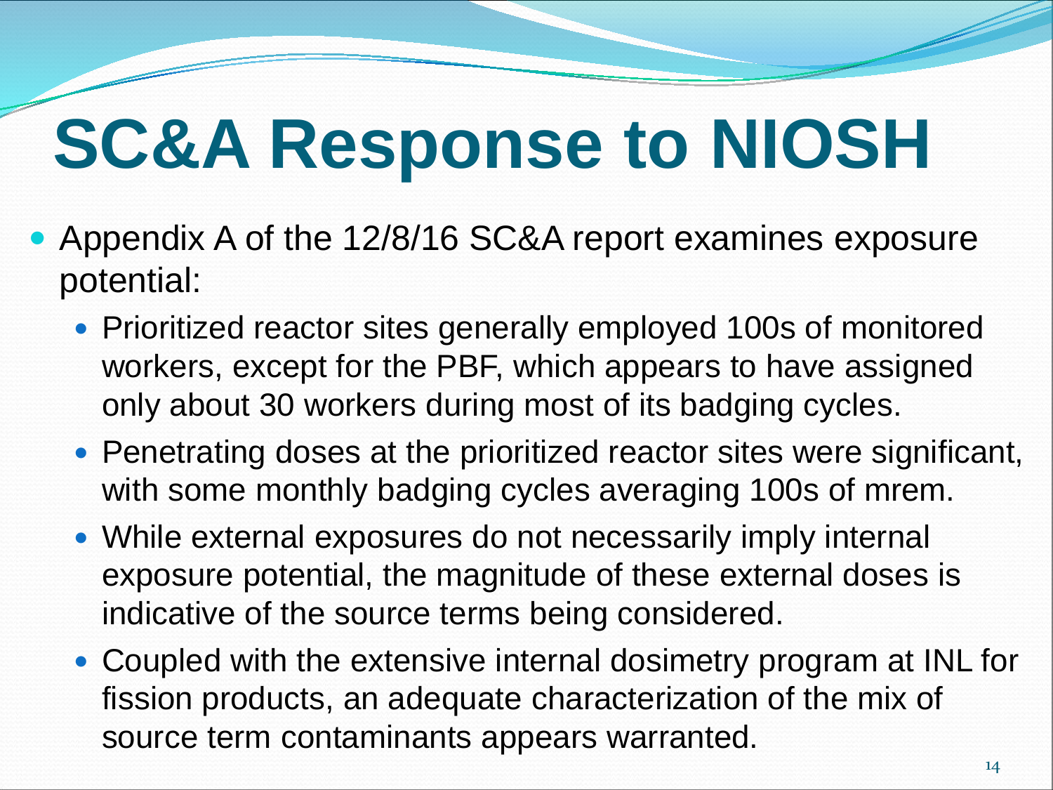# SC&A Response to NIOSH

- Appendix A of the 12/8/16 SC&A report examines exposure potential:
  - Prioritized reactor sites generally employed 100s of monitored workers, except for the PBF, which appears to have assigned only about 30 workers during most of its badging cycles.
  - Penetrating doses at the prioritized reactor sites were significant, with some monthly badging cycles averaging 100s of mrem.
  - While external exposures do not necessarily imply internal exposure potential, the magnitude of these external doses is indicative of the source terms being considered.
  - Coupled with the extensive internal dosimetry program at INL for fission products, an adequate characterization of the mix of source term contaminants appears warranted.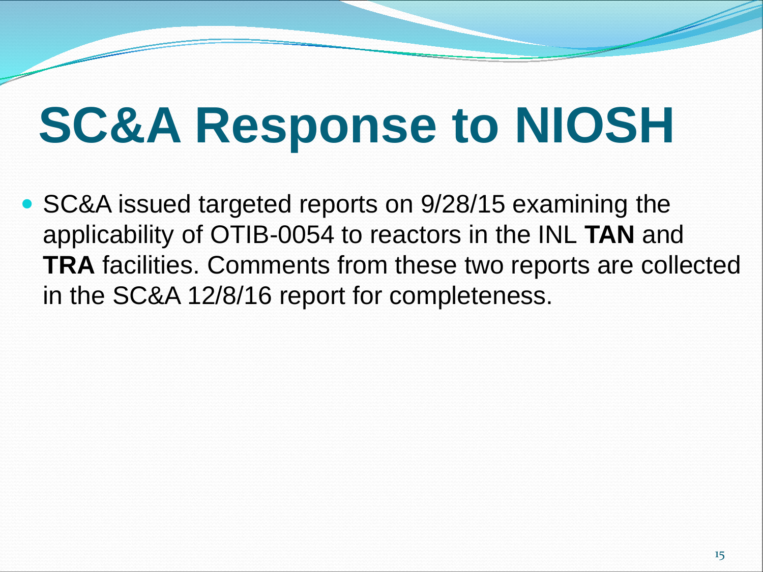# SC&A Response to NIOSH

- SC&A issued targeted reports on 9/28/15 examining the applicability of OTIB-0054 to reactors in the INL **TAN** and **TRA** facilities. Comments from these two reports are collected in the SC&A 12/8/16 report for completeness.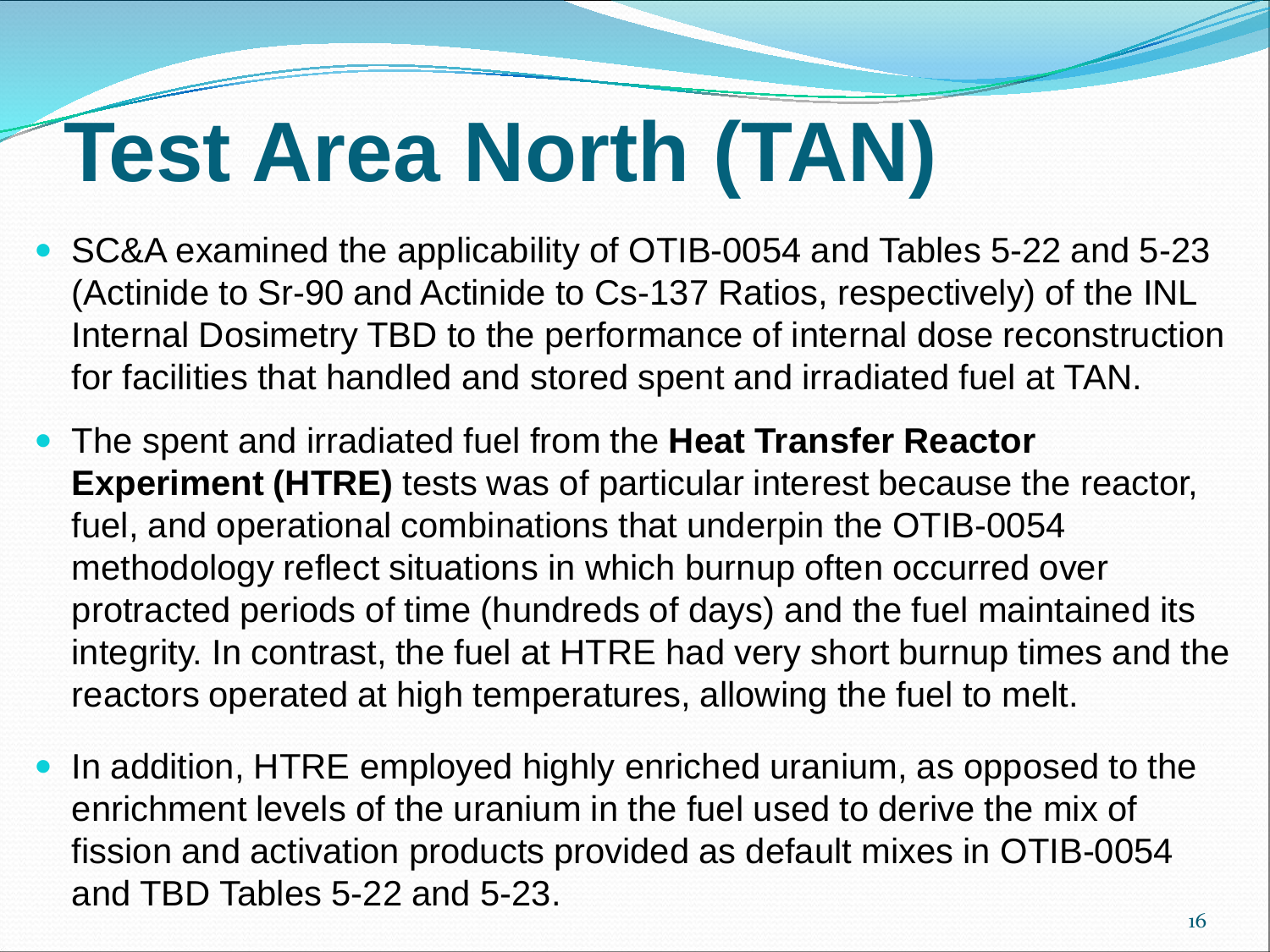# Test Area North (TAN)

- SC&A examined the applicability of OTIB-0054 and Tables 5-22 and 5-23 (Actinide to Sr-90 and Actinide to Cs-137 Ratios, respectively) of the INL Internal Dosimetry TBD to the performance of internal dose reconstruction for facilities that handled and stored spent and irradiated fuel at TAN.
- The spent and irradiated fuel from the **Heat Transfer Reactor Experiment (HTRE)** tests was of particular interest because the reactor, fuel, and operational combinations that underpin the OTIB-0054 methodology reflect situations in which burnup often occurred over protracted periods of time (hundreds of days) and the fuel maintained its integrity. In contrast, the fuel at HTRE had very short burnup times and the reactors operated at high temperatures, allowing the fuel to melt.
- In addition, HTRE employed highly enriched uranium, as opposed to the enrichment levels of the uranium in the fuel used to derive the mix of fission and activation products provided as default mixes in OTIB-0054 and TBD Tables 5-22 and 5-23.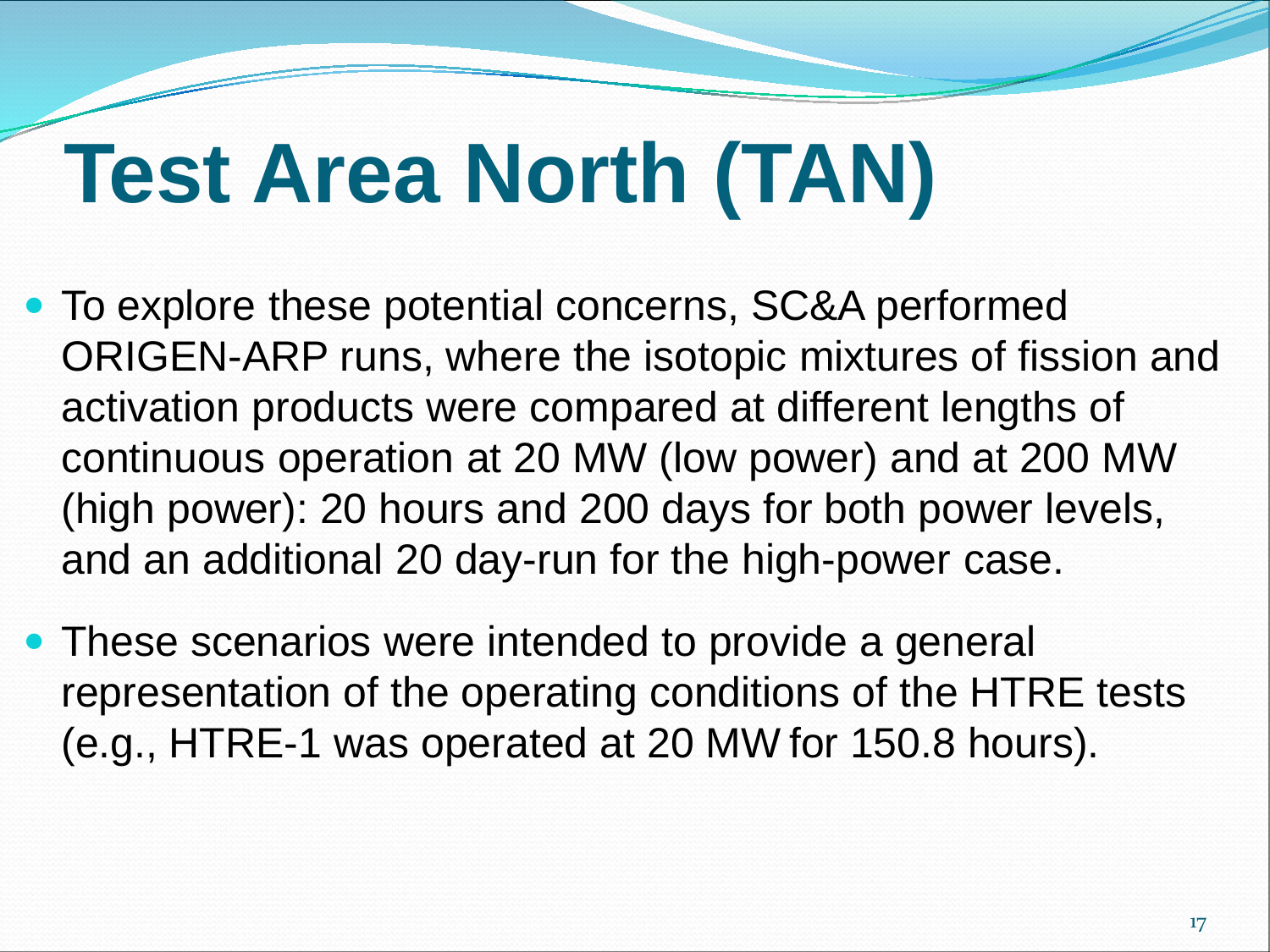# Test Area North (TAN)

- To explore these potential concerns, SC&A performed ORIGEN-ARP runs, where the isotopic mixtures of fission and activation products were compared at different lengths of continuous operation at 20 MW (low power) and at 200 MW (high power): 20 hours and 200 days for both power levels, and an additional 20 day-run for the high-power case.
- These scenarios were intended to provide a general representation of the operating conditions of the HTRE tests (e.g., HTRE-1 was operated at 20 MW for 150.8 hours).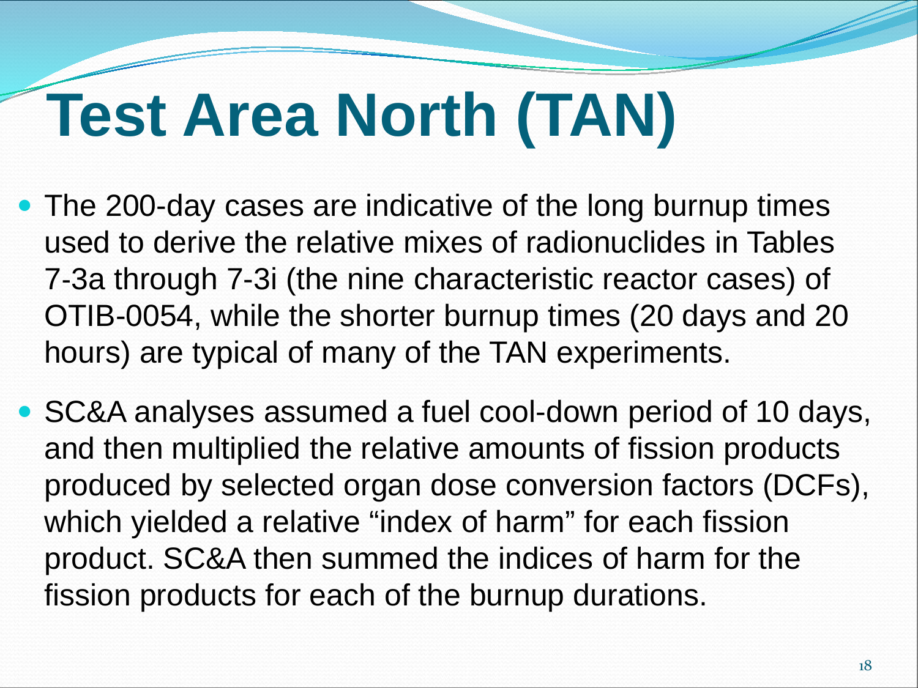# Test Area North (TAN)

- The 200-day cases are indicative of the long burnup times used to derive the relative mixes of radionuclides in Tables 7-3a through 7-3i (the nine characteristic reactor cases) of OTIB-0054, while the shorter burnup times (20 days and 20 hours) are typical of many of the TAN experiments.
- SC&A analyses assumed a fuel cool-down period of 10 days, and then multiplied the relative amounts of fission products produced by selected organ dose conversion factors (DCFs), which yielded a relative “index of harm” for each fission product. SC&A then summed the indices of harm for the fission products for each of the burnup durations.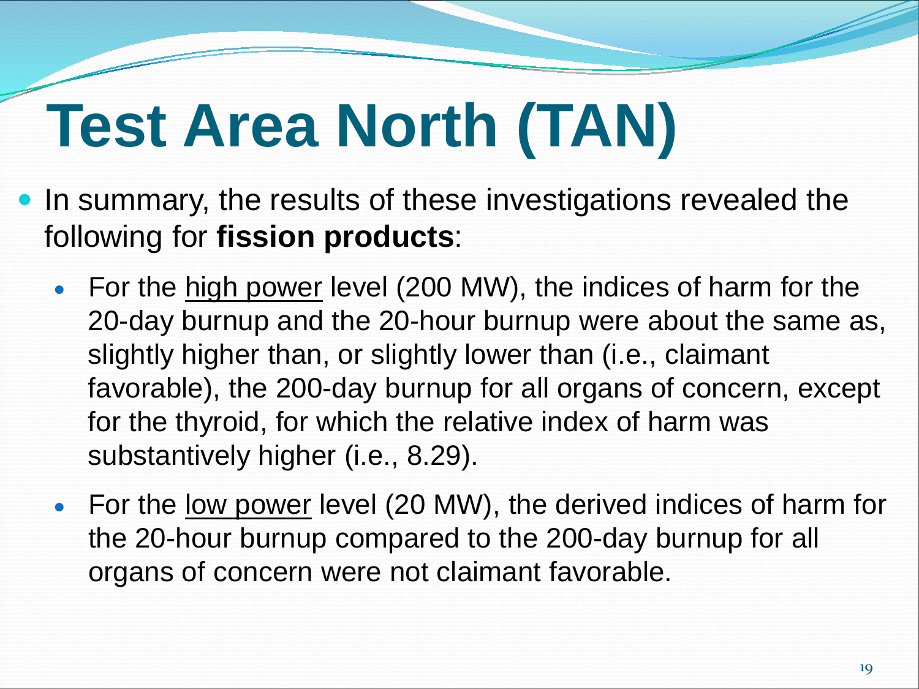# Test Area North (TAN)

- In summary, the results of these investigations revealed the following for **fission products**:
  - For the high power level (200 MW), the indices of harm for the 20-day burnup and the 20-hour burnup were about the same as, slightly higher than, or slightly lower than (i.e., claimant favorable), the 200-day burnup for all organs of concern, except for the thyroid, for which the relative index of harm was substantively higher (i.e., 8.29).
  - For the low power level (20 MW), the derived indices of harm for the 20-hour burnup compared to the 200-day burnup for all organs of concern were not claimant favorable.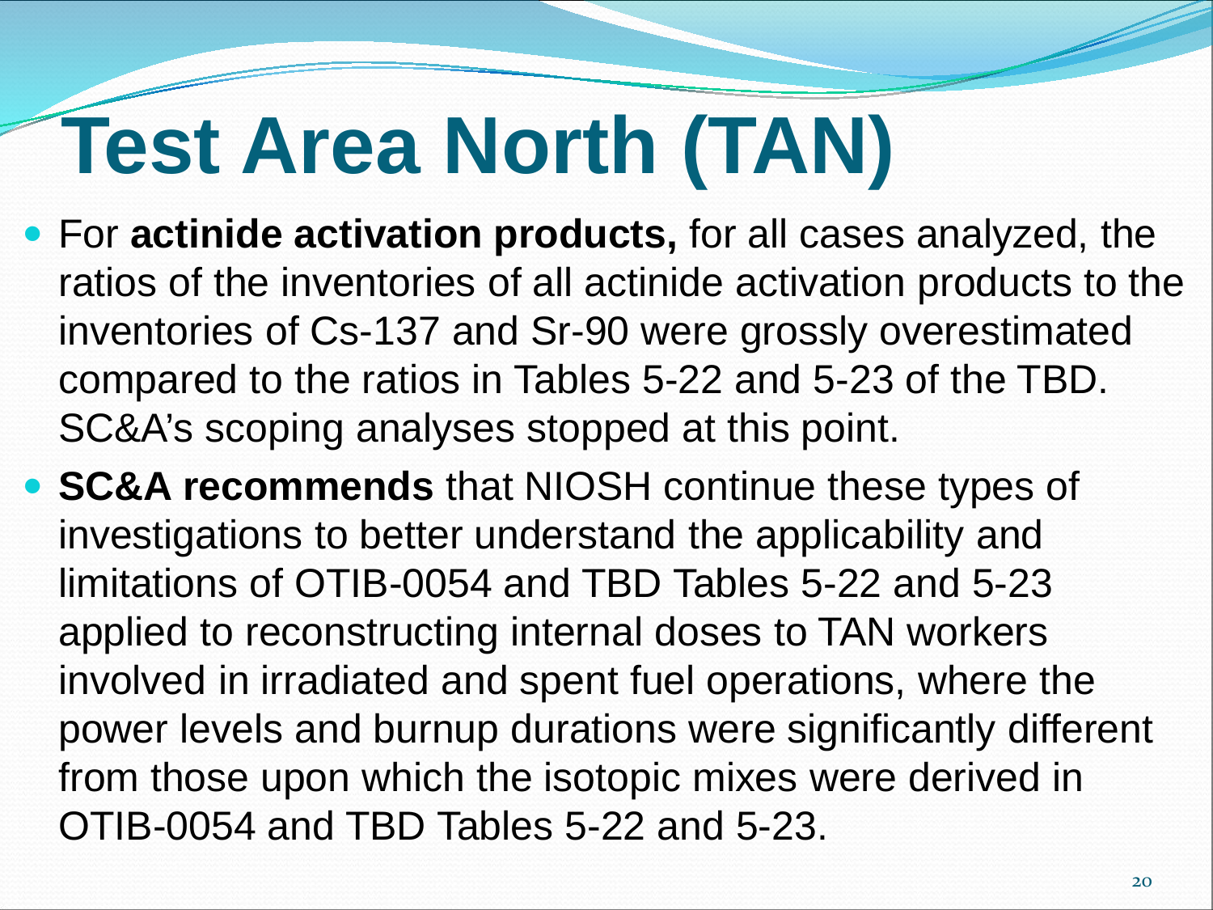# Test Area North (TAN)

- For **actinide activation products,** for all cases analyzed, the ratios of the inventories of all actinide activation products to the inventories of Cs-137 and Sr-90 were grossly overestimated compared to the ratios in Tables 5-22 and 5-23 of the TBD. SC&A's scoping analyses stopped at this point.
- **SC&A recommends** that NIOSH continue these types of investigations to better understand the applicability and limitations of OTIB-0054 and TBD Tables 5-22 and 5-23 applied to reconstructing internal doses to TAN workers involved in irradiated and spent fuel operations, where the power levels and burnup durations were significantly different from those upon which the isotopic mixes were derived in OTIB-0054 and TBD Tables 5-22 and 5-23.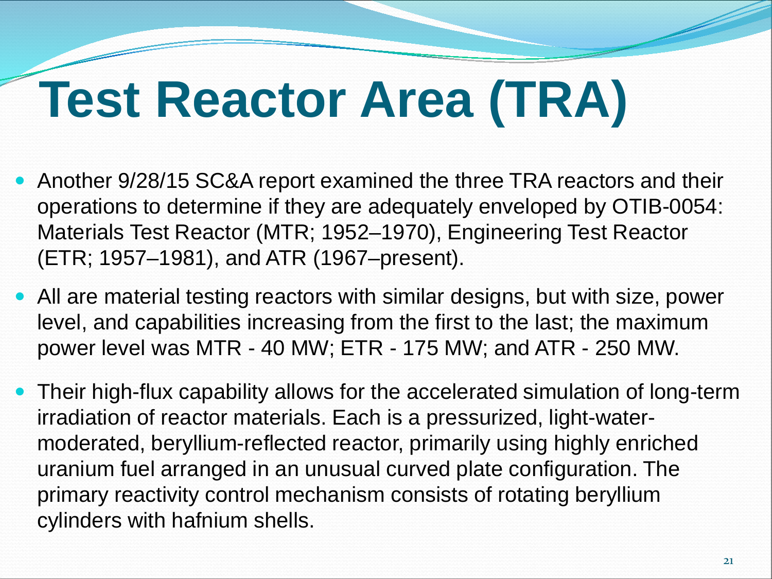# Test Reactor Area (TRA)

- Another 9/28/15 SC&A report examined the three TRA reactors and their operations to determine if they are adequately enveloped by OTIB-0054: Materials Test Reactor (MTR; 1952–1970), Engineering Test Reactor (ETR; 1957–1981), and ATR (1967–present).
- All are material testing reactors with similar designs, but with size, power level, and capabilities increasing from the first to the last; the maximum power level was MTR - 40 MW; ETR - 175 MW; and ATR - 250 MW.
- Their high-flux capability allows for the accelerated simulation of long-term irradiation of reactor materials. Each is a pressurized, light-water-moderated, beryllium-reflected reactor, primarily using highly enriched uranium fuel arranged in an unusual curved plate configuration. The primary reactivity control mechanism consists of rotating beryllium cylinders with hafnium shells.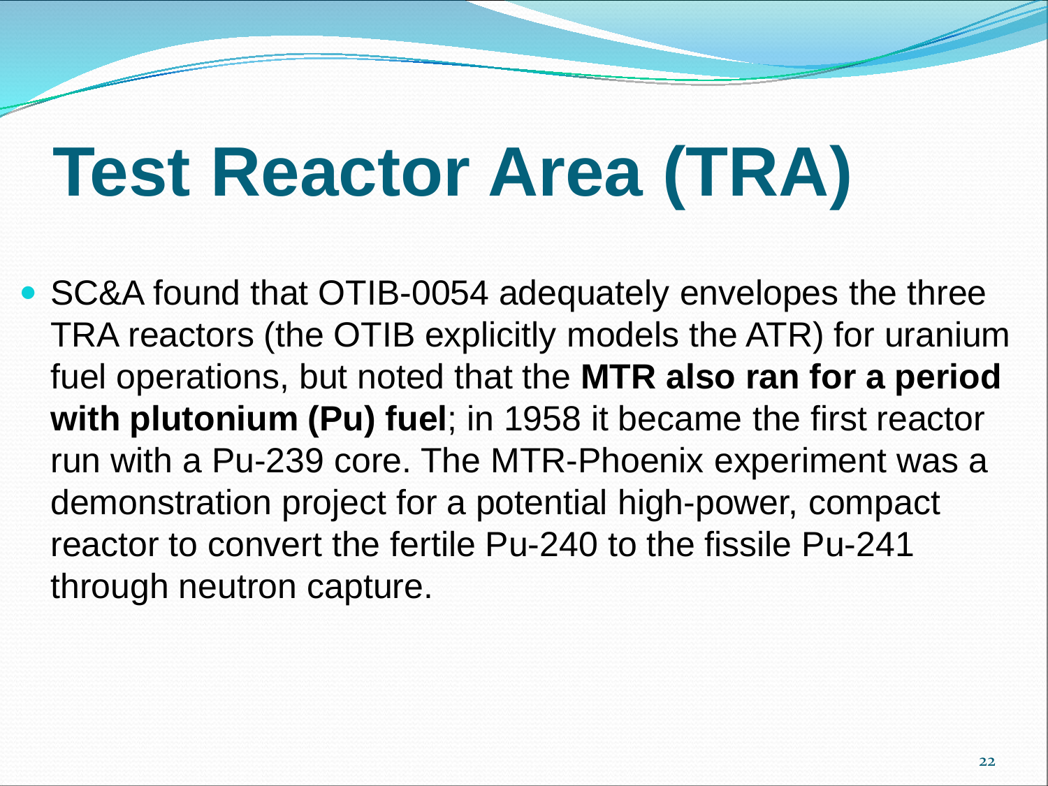# Test Reactor Area (TRA)

- SC&A found that OTIB-0054 adequately envelopes the three TRA reactors (the OTIB explicitly models the ATR) for uranium fuel operations, but noted that the **MTR also ran for a period with plutonium (Pu) fuel**; in 1958 it became the first reactor run with a Pu-239 core. The MTR-Phoenix experiment was a demonstration project for a potential high-power, compact reactor to convert the fertile Pu-240 to the fissile Pu-241 through neutron capture.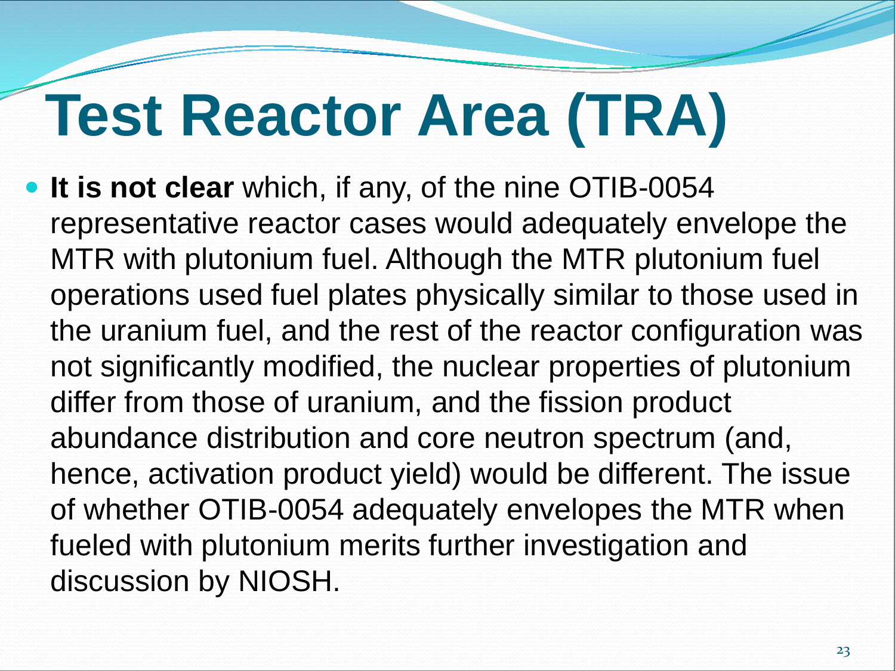# Test Reactor Area (TRA)

- **It is not clear** which, if any, of the nine OTIB-0054 representative reactor cases would adequately envelope the MTR with plutonium fuel. Although the MTR plutonium fuel operations used fuel plates physically similar to those used in the uranium fuel, and the rest of the reactor configuration was not significantly modified, the nuclear properties of plutonium differ from those of uranium, and the fission product abundance distribution and core neutron spectrum (and, hence, activation product yield) would be different. The issue of whether OTIB-0054 adequately envelopes the MTR when fueled with plutonium merits further investigation and discussion by NIOSH.